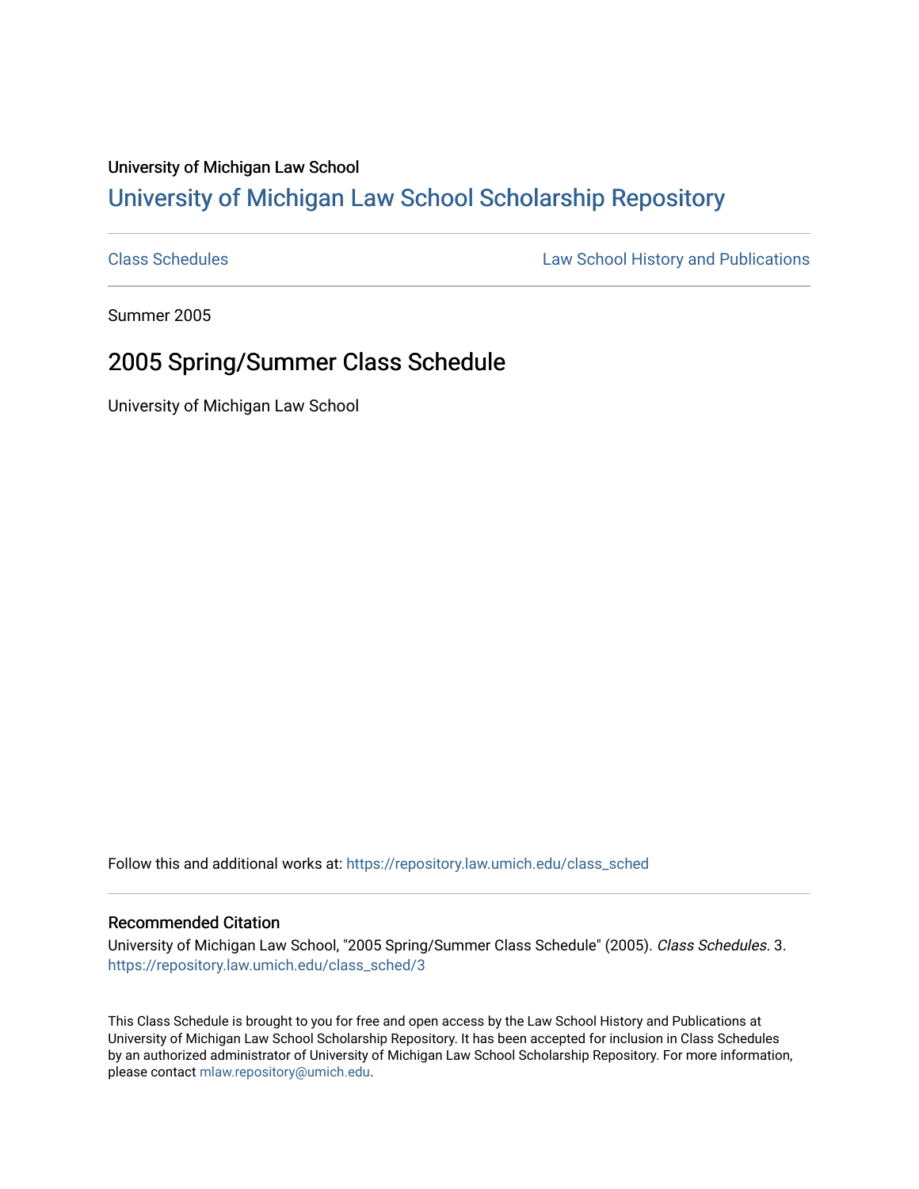University of Michigan Law School

## University of Michigan Law School Scholarship Repository

Class Schedules | Law School History and Publications

Summer 2005

# 2005 Spring/Summer Class Schedule

University of Michigan Law School

Follow this and additional works at: https://repository.law.umich.edu/class_sched

### Recommended Citation

University of Michigan Law School, "2005 Spring/Summer Class Schedule" (2005). *Class Schedules*. 3.
https://repository.law.umich.edu/class_sched/3

This Class Schedule is brought to you for free and open access by the Law School History and Publications at University of Michigan Law School Scholarship Repository. It has been accepted for inclusion in Class Schedules by an authorized administrator of University of Michigan Law School Scholarship Repository. For more information, please contact mlaw.repository@umich.edu.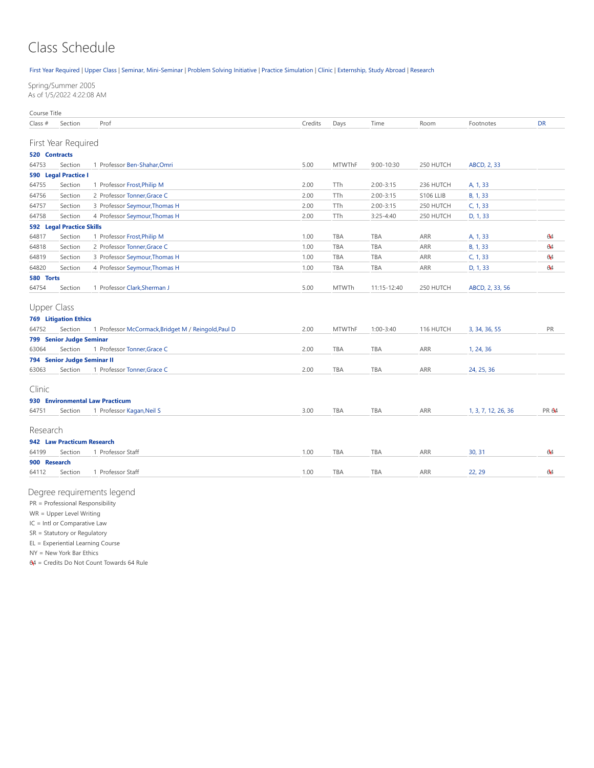# Class Schedule

First Year Required | Upper Class | Seminar, Mini-Seminar | Problem Solving Initiative | Practice Simulation | Clinic | Externship, Study Abroad | Research

Spring/Summer 2005
As of 1/5/2022 4:22:08 AM

| Class # | Section | Prof | Credits | Days | Time | Room | Footnotes | DR |
|---|---|---|---|---|---|---|---|---|
| **First Year Required** | | | | | | | | |
| **520 Contracts** | | | | | | | | |
| 64753 | Section 1 | Professor Ben-Shahar,Omri | 5.00 | MTWThF | 9:00-10:30 | 250 HUTCH | ABCD, 2, 33 | |
| **590 Legal Practice I** | | | | | | | | |
| 64755 | Section 1 | Professor Frost,Philip M | 2.00 | TTh | 2:00-3:15 | 236 HUTCH | A, 1, 33 | |
| 64756 | Section 2 | Professor Tonner,Grace C | 2.00 | TTh | 2:00-3:15 | S106 LLIB | B, 1, 33 | |
| 64757 | Section 3 | Professor Seymour,Thomas H | 2.00 | TTh | 2:00-3:15 | 250 HUTCH | C, 1, 33 | |
| 64758 | Section 4 | Professor Seymour,Thomas H | 2.00 | TTh | 3:25-4:40 | 250 HUTCH | D, 1, 33 | |
| **592 Legal Practice Skills** | | | | | | | | |
| 64817 | Section 1 | Professor Frost,Philip M | 1.00 | TBA | TBA | ARR | A, 1, 33 | 64 |
| 64818 | Section 2 | Professor Tonner,Grace C | 1.00 | TBA | TBA | ARR | B, 1, 33 | 64 |
| 64819 | Section 3 | Professor Seymour,Thomas H | 1.00 | TBA | TBA | ARR | C, 1, 33 | 64 |
| 64820 | Section 4 | Professor Seymour,Thomas H | 1.00 | TBA | TBA | ARR | D, 1, 33 | 64 |
| **580 Torts** | | | | | | | | |
| 64754 | Section 1 | Professor Clark,Sherman J | 5.00 | MTWTh | 11:15-12:40 | 250 HUTCH | ABCD, 2, 33, 56 | |
| **Upper Class** | | | | | | | | |
| **769 Litigation Ethics** | | | | | | | | |
| 64752 | Section 1 | Professor McCormack,Bridget M / Reingold,Paul D | 2.00 | MTWThF | 1:00-3:40 | 116 HUTCH | 3, 34, 36, 55 | PR |
| **799 Senior Judge Seminar** | | | | | | | | |
| 63064 | Section 1 | Professor Tonner,Grace C | 2.00 | TBA | TBA | ARR | 1, 24, 36 | |
| **794 Senior Judge Seminar II** | | | | | | | | |
| 63063 | Section 1 | Professor Tonner,Grace C | 2.00 | TBA | TBA | ARR | 24, 25, 36 | |
| **Clinic** | | | | | | | | |
| **930 Environmental Law Practicum** | | | | | | | | |
| 64751 | Section 1 | Professor Kagan,Neil S | 3.00 | TBA | TBA | ARR | 1, 3, 7, 12, 26, 36 | PR 64 |
| **Research** | | | | | | | | |
| **942 Law Practicum Research** | | | | | | | | |
| 64199 | Section 1 | Professor Staff | 1.00 | TBA | TBA | ARR | 30, 31 | 64 |
| **900 Research** | | | | | | | | |
| 64112 | Section 1 | Professor Staff | 1.00 | TBA | TBA | ARR | 22, 29 | 64 |

## Degree requirements legend

PR = Professional Responsibility
WR = Upper Level Writing
IC = Intl or Comparative Law
SR = Statutory or Regulatory
EL = Experiential Learning Course
NY = New York Bar Ethics
64 = Credits Do Not Count Towards 64 Rule